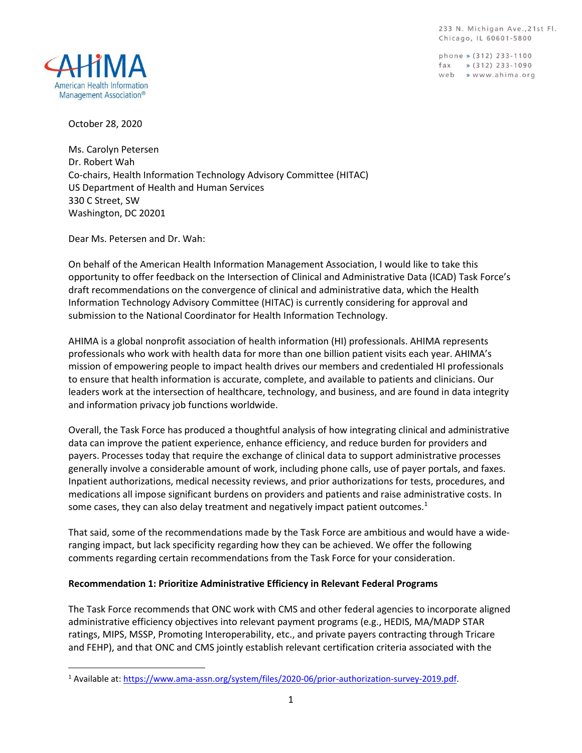233 N. Michigan Ave., 21st Fl.
Chicago, IL 60601-5800

phone » (312) 233-1100
fax » (312) 233-1090
web » www.ahima.org

AHIMA
American Health Information Management Association®

October 28, 2020

Ms. Carolyn Petersen
Dr. Robert Wah
Co-chairs, Health Information Technology Advisory Committee (HITAC)
US Department of Health and Human Services
330 C Street, SW
Washington, DC 20201

Dear Ms. Petersen and Dr. Wah:

On behalf of the American Health Information Management Association, I would like to take this opportunity to offer feedback on the Intersection of Clinical and Administrative Data (ICAD) Task Force's draft recommendations on the convergence of clinical and administrative data, which the Health Information Technology Advisory Committee (HITAC) is currently considering for approval and submission to the National Coordinator for Health Information Technology.

AHIMA is a global nonprofit association of health information (HI) professionals. AHIMA represents professionals who work with health data for more than one billion patient visits each year. AHIMA's mission of empowering people to impact health drives our members and credentialed HI professionals to ensure that health information is accurate, complete, and available to patients and clinicians. Our leaders work at the intersection of healthcare, technology, and business, and are found in data integrity and information privacy job functions worldwide.

Overall, the Task Force has produced a thoughtful analysis of how integrating clinical and administrative data can improve the patient experience, enhance efficiency, and reduce burden for providers and payers. Processes today that require the exchange of clinical data to support administrative processes generally involve a considerable amount of work, including phone calls, use of payer portals, and faxes. Inpatient authorizations, medical necessity reviews, and prior authorizations for tests, procedures, and medications all impose significant burdens on providers and patients and raise administrative costs. In some cases, they can also delay treatment and negatively impact patient outcomes.[1]

That said, some of the recommendations made by the Task Force are ambitious and would have a wide-ranging impact, but lack specificity regarding how they can be achieved. We offer the following comments regarding certain recommendations from the Task Force for your consideration.

**Recommendation 1: Prioritize Administrative Efficiency in Relevant Federal Programs**

The Task Force recommends that ONC work with CMS and other federal agencies to incorporate aligned administrative efficiency objectives into relevant payment programs (e.g., HEDIS, MA/MADP STAR ratings, MIPS, MSSP, Promoting Interoperability, etc., and private payers contracting through Tricare and FEHP), and that ONC and CMS jointly establish relevant certification criteria associated with the

[1] Available at: https://www.ama-assn.org/system/files/2020-06/prior-authorization-survey-2019.pdf.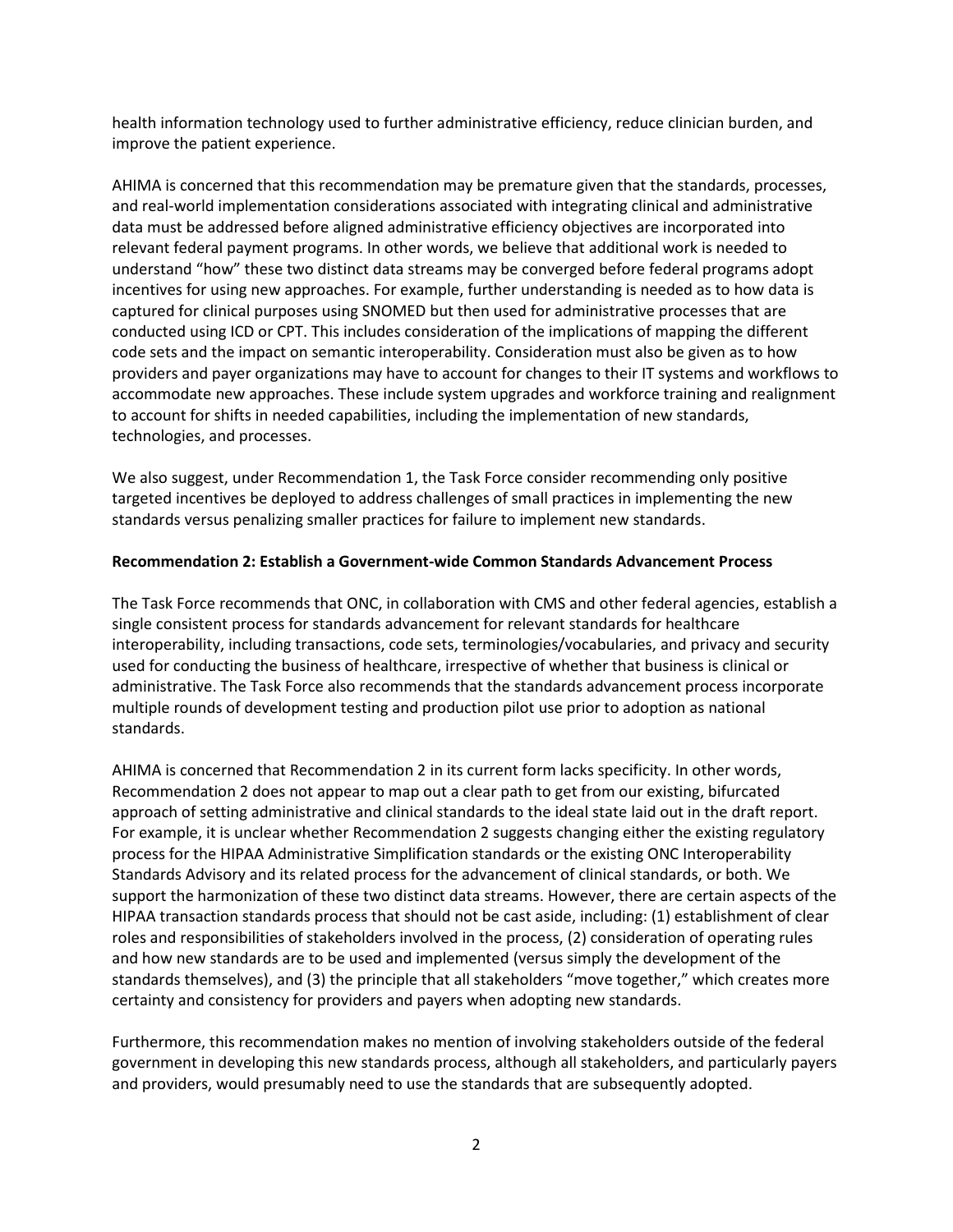health information technology used to further administrative efficiency, reduce clinician burden, and improve the patient experience.

AHIMA is concerned that this recommendation may be premature given that the standards, processes, and real-world implementation considerations associated with integrating clinical and administrative data must be addressed before aligned administrative efficiency objectives are incorporated into relevant federal payment programs. In other words, we believe that additional work is needed to understand "how" these two distinct data streams may be converged before federal programs adopt incentives for using new approaches. For example, further understanding is needed as to how data is captured for clinical purposes using SNOMED but then used for administrative processes that are conducted using ICD or CPT. This includes consideration of the implications of mapping the different code sets and the impact on semantic interoperability. Consideration must also be given as to how providers and payer organizations may have to account for changes to their IT systems and workflows to accommodate new approaches. These include system upgrades and workforce training and realignment to account for shifts in needed capabilities, including the implementation of new standards, technologies, and processes.

We also suggest, under Recommendation 1, the Task Force consider recommending only positive targeted incentives be deployed to address challenges of small practices in implementing the new standards versus penalizing smaller practices for failure to implement new standards.

**Recommendation 2: Establish a Government-wide Common Standards Advancement Process**

The Task Force recommends that ONC, in collaboration with CMS and other federal agencies, establish a single consistent process for standards advancement for relevant standards for healthcare interoperability, including transactions, code sets, terminologies/vocabularies, and privacy and security used for conducting the business of healthcare, irrespective of whether that business is clinical or administrative. The Task Force also recommends that the standards advancement process incorporate multiple rounds of development testing and production pilot use prior to adoption as national standards.

AHIMA is concerned that Recommendation 2 in its current form lacks specificity. In other words, Recommendation 2 does not appear to map out a clear path to get from our existing, bifurcated approach of setting administrative and clinical standards to the ideal state laid out in the draft report. For example, it is unclear whether Recommendation 2 suggests changing either the existing regulatory process for the HIPAA Administrative Simplification standards or the existing ONC Interoperability Standards Advisory and its related process for the advancement of clinical standards, or both. We support the harmonization of these two distinct data streams. However, there are certain aspects of the HIPAA transaction standards process that should not be cast aside, including: (1) establishment of clear roles and responsibilities of stakeholders involved in the process, (2) consideration of operating rules and how new standards are to be used and implemented (versus simply the development of the standards themselves), and (3) the principle that all stakeholders "move together," which creates more certainty and consistency for providers and payers when adopting new standards.

Furthermore, this recommendation makes no mention of involving stakeholders outside of the federal government in developing this new standards process, although all stakeholders, and particularly payers and providers, would presumably need to use the standards that are subsequently adopted.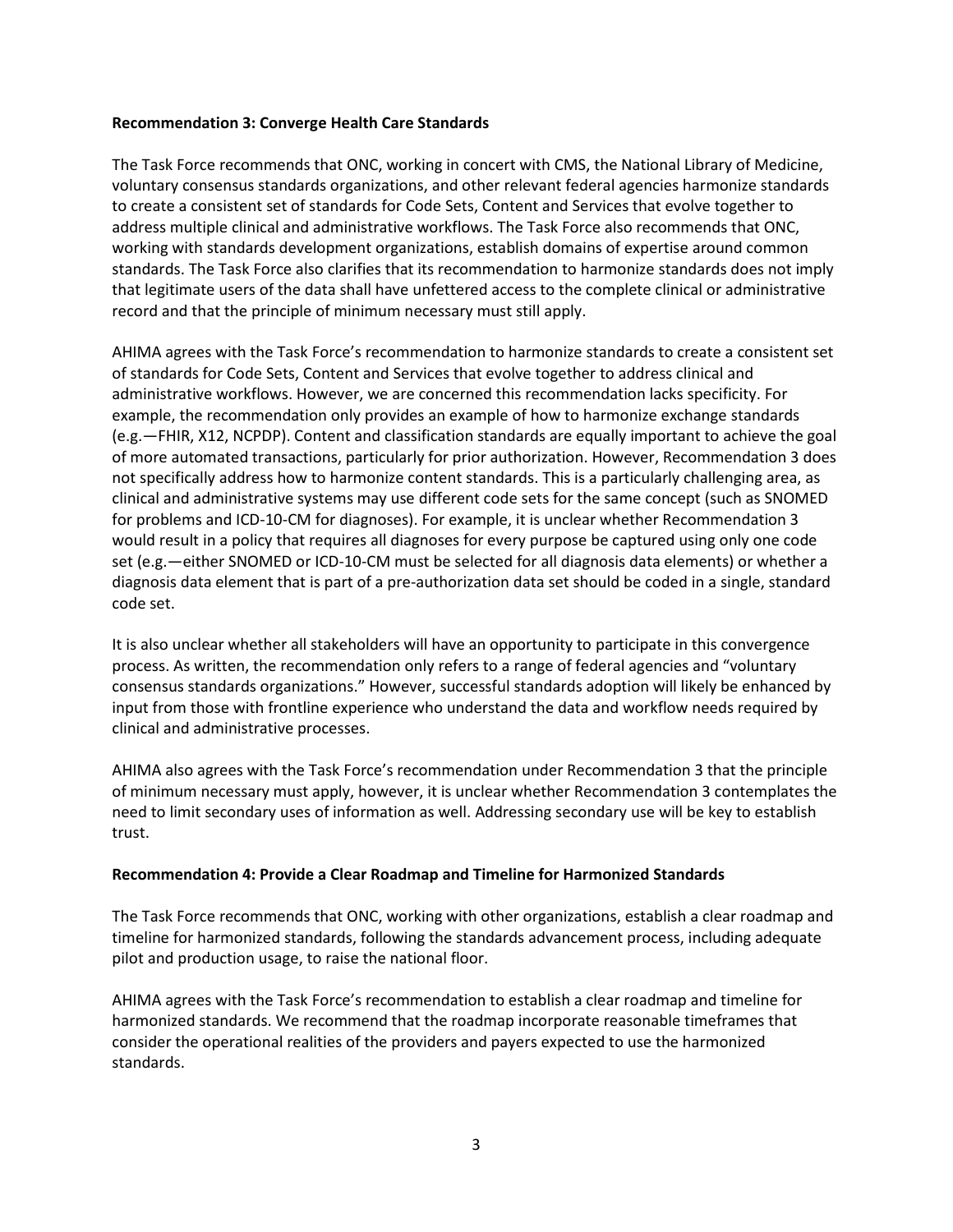**Recommendation 3: Converge Health Care Standards**

The Task Force recommends that ONC, working in concert with CMS, the National Library of Medicine, voluntary consensus standards organizations, and other relevant federal agencies harmonize standards to create a consistent set of standards for Code Sets, Content and Services that evolve together to address multiple clinical and administrative workflows. The Task Force also recommends that ONC, working with standards development organizations, establish domains of expertise around common standards. The Task Force also clarifies that its recommendation to harmonize standards does not imply that legitimate users of the data shall have unfettered access to the complete clinical or administrative record and that the principle of minimum necessary must still apply.

AHIMA agrees with the Task Force's recommendation to harmonize standards to create a consistent set of standards for Code Sets, Content and Services that evolve together to address clinical and administrative workflows. However, we are concerned this recommendation lacks specificity. For example, the recommendation only provides an example of how to harmonize exchange standards (e.g.—FHIR, X12, NCPDP). Content and classification standards are equally important to achieve the goal of more automated transactions, particularly for prior authorization. However, Recommendation 3 does not specifically address how to harmonize content standards. This is a particularly challenging area, as clinical and administrative systems may use different code sets for the same concept (such as SNOMED for problems and ICD-10-CM for diagnoses). For example, it is unclear whether Recommendation 3 would result in a policy that requires all diagnoses for every purpose be captured using only one code set (e.g.—either SNOMED or ICD-10-CM must be selected for all diagnosis data elements) or whether a diagnosis data element that is part of a pre-authorization data set should be coded in a single, standard code set.

It is also unclear whether all stakeholders will have an opportunity to participate in this convergence process. As written, the recommendation only refers to a range of federal agencies and "voluntary consensus standards organizations." However, successful standards adoption will likely be enhanced by input from those with frontline experience who understand the data and workflow needs required by clinical and administrative processes.

AHIMA also agrees with the Task Force's recommendation under Recommendation 3 that the principle of minimum necessary must apply, however, it is unclear whether Recommendation 3 contemplates the need to limit secondary uses of information as well. Addressing secondary use will be key to establish trust.

**Recommendation 4: Provide a Clear Roadmap and Timeline for Harmonized Standards**

The Task Force recommends that ONC, working with other organizations, establish a clear roadmap and timeline for harmonized standards, following the standards advancement process, including adequate pilot and production usage, to raise the national floor.

AHIMA agrees with the Task Force's recommendation to establish a clear roadmap and timeline for harmonized standards. We recommend that the roadmap incorporate reasonable timeframes that consider the operational realities of the providers and payers expected to use the harmonized standards.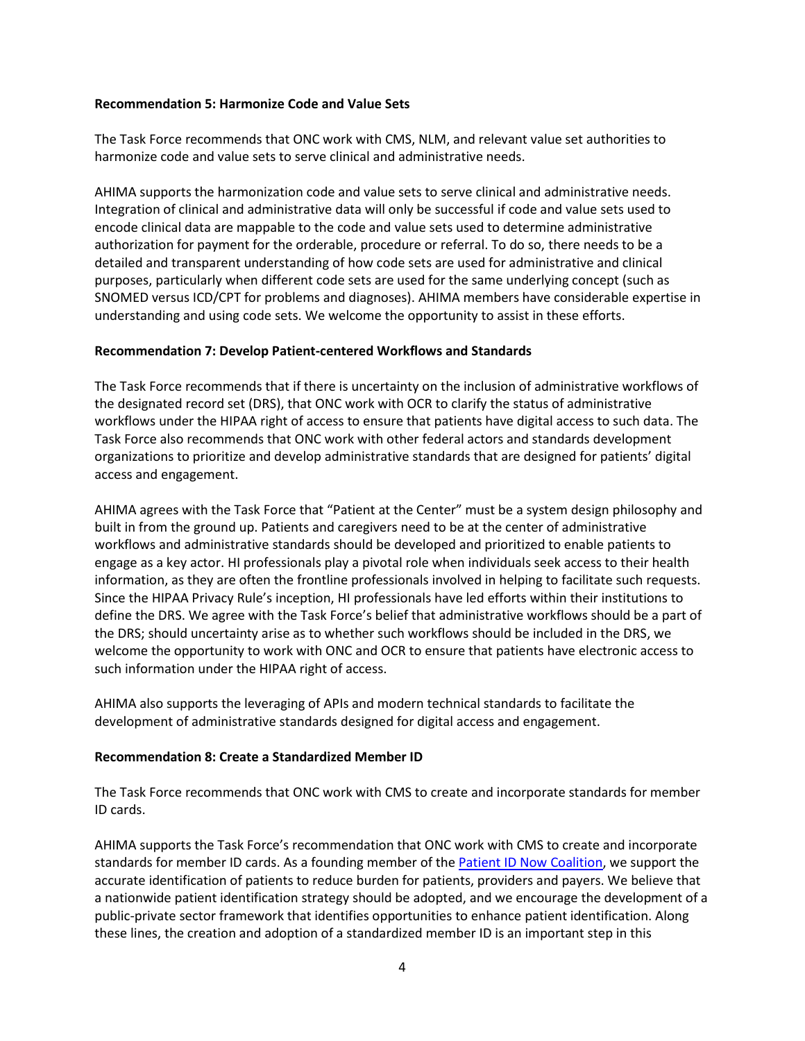**Recommendation 5: Harmonize Code and Value Sets**

The Task Force recommends that ONC work with CMS, NLM, and relevant value set authorities to harmonize code and value sets to serve clinical and administrative needs.

AHIMA supports the harmonization code and value sets to serve clinical and administrative needs. Integration of clinical and administrative data will only be successful if code and value sets used to encode clinical data are mappable to the code and value sets used to determine administrative authorization for payment for the orderable, procedure or referral. To do so, there needs to be a detailed and transparent understanding of how code sets are used for administrative and clinical purposes, particularly when different code sets are used for the same underlying concept (such as SNOMED versus ICD/CPT for problems and diagnoses). AHIMA members have considerable expertise in understanding and using code sets. We welcome the opportunity to assist in these efforts.

**Recommendation 7: Develop Patient-centered Workflows and Standards**

The Task Force recommends that if there is uncertainty on the inclusion of administrative workflows of the designated record set (DRS), that ONC work with OCR to clarify the status of administrative workflows under the HIPAA right of access to ensure that patients have digital access to such data. The Task Force also recommends that ONC work with other federal actors and standards development organizations to prioritize and develop administrative standards that are designed for patients' digital access and engagement.

AHIMA agrees with the Task Force that "Patient at the Center" must be a system design philosophy and built in from the ground up. Patients and caregivers need to be at the center of administrative workflows and administrative standards should be developed and prioritized to enable patients to engage as a key actor. HI professionals play a pivotal role when individuals seek access to their health information, as they are often the frontline professionals involved in helping to facilitate such requests. Since the HIPAA Privacy Rule's inception, HI professionals have led efforts within their institutions to define the DRS. We agree with the Task Force's belief that administrative workflows should be a part of the DRS; should uncertainty arise as to whether such workflows should be included in the DRS, we welcome the opportunity to work with ONC and OCR to ensure that patients have electronic access to such information under the HIPAA right of access.

AHIMA also supports the leveraging of APIs and modern technical standards to facilitate the development of administrative standards designed for digital access and engagement.

**Recommendation 8: Create a Standardized Member ID**

The Task Force recommends that ONC work with CMS to create and incorporate standards for member ID cards.

AHIMA supports the Task Force's recommendation that ONC work with CMS to create and incorporate standards for member ID cards. As a founding member of the Patient ID Now Coalition, we support the accurate identification of patients to reduce burden for patients, providers and payers. We believe that a nationwide patient identification strategy should be adopted, and we encourage the development of a public-private sector framework that identifies opportunities to enhance patient identification. Along these lines, the creation and adoption of a standardized member ID is an important step in this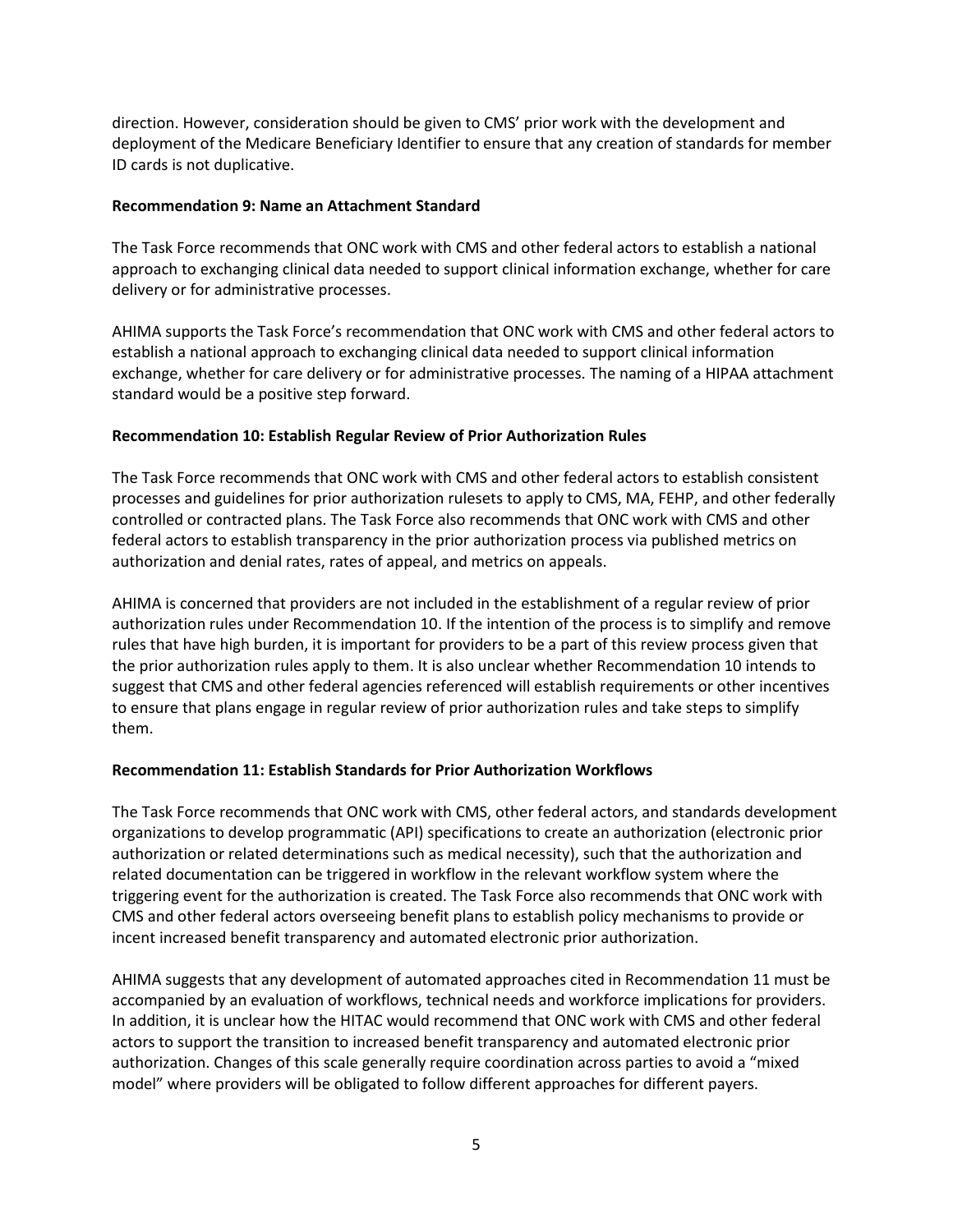direction. However, consideration should be given to CMS' prior work with the development and deployment of the Medicare Beneficiary Identifier to ensure that any creation of standards for member ID cards is not duplicative.

**Recommendation 9: Name an Attachment Standard**

The Task Force recommends that ONC work with CMS and other federal actors to establish a national approach to exchanging clinical data needed to support clinical information exchange, whether for care delivery or for administrative processes.

AHIMA supports the Task Force's recommendation that ONC work with CMS and other federal actors to establish a national approach to exchanging clinical data needed to support clinical information exchange, whether for care delivery or for administrative processes. The naming of a HIPAA attachment standard would be a positive step forward.

**Recommendation 10: Establish Regular Review of Prior Authorization Rules**

The Task Force recommends that ONC work with CMS and other federal actors to establish consistent processes and guidelines for prior authorization rulesets to apply to CMS, MA, FEHP, and other federally controlled or contracted plans. The Task Force also recommends that ONC work with CMS and other federal actors to establish transparency in the prior authorization process via published metrics on authorization and denial rates, rates of appeal, and metrics on appeals.

AHIMA is concerned that providers are not included in the establishment of a regular review of prior authorization rules under Recommendation 10. If the intention of the process is to simplify and remove rules that have high burden, it is important for providers to be a part of this review process given that the prior authorization rules apply to them. It is also unclear whether Recommendation 10 intends to suggest that CMS and other federal agencies referenced will establish requirements or other incentives to ensure that plans engage in regular review of prior authorization rules and take steps to simplify them.

**Recommendation 11: Establish Standards for Prior Authorization Workflows**

The Task Force recommends that ONC work with CMS, other federal actors, and standards development organizations to develop programmatic (API) specifications to create an authorization (electronic prior authorization or related determinations such as medical necessity), such that the authorization and related documentation can be triggered in workflow in the relevant workflow system where the triggering event for the authorization is created. The Task Force also recommends that ONC work with CMS and other federal actors overseeing benefit plans to establish policy mechanisms to provide or incent increased benefit transparency and automated electronic prior authorization.

AHIMA suggests that any development of automated approaches cited in Recommendation 11 must be accompanied by an evaluation of workflows, technical needs and workforce implications for providers. In addition, it is unclear how the HITAC would recommend that ONC work with CMS and other federal actors to support the transition to increased benefit transparency and automated electronic prior authorization. Changes of this scale generally require coordination across parties to avoid a "mixed model" where providers will be obligated to follow different approaches for different payers.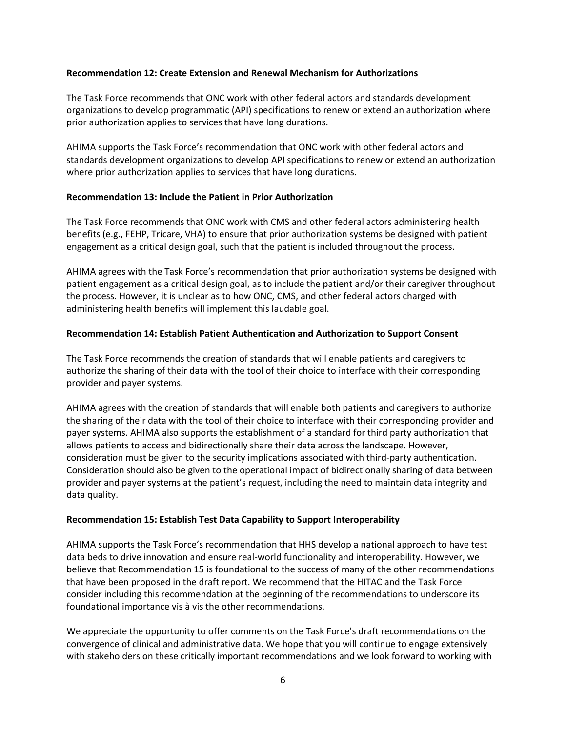**Recommendation 12: Create Extension and Renewal Mechanism for Authorizations**

The Task Force recommends that ONC work with other federal actors and standards development organizations to develop programmatic (API) specifications to renew or extend an authorization where prior authorization applies to services that have long durations.

AHIMA supports the Task Force's recommendation that ONC work with other federal actors and standards development organizations to develop API specifications to renew or extend an authorization where prior authorization applies to services that have long durations.

**Recommendation 13: Include the Patient in Prior Authorization**

The Task Force recommends that ONC work with CMS and other federal actors administering health benefits (e.g., FEHP, Tricare, VHA) to ensure that prior authorization systems be designed with patient engagement as a critical design goal, such that the patient is included throughout the process.

AHIMA agrees with the Task Force's recommendation that prior authorization systems be designed with patient engagement as a critical design goal, as to include the patient and/or their caregiver throughout the process. However, it is unclear as to how ONC, CMS, and other federal actors charged with administering health benefits will implement this laudable goal.

**Recommendation 14: Establish Patient Authentication and Authorization to Support Consent**

The Task Force recommends the creation of standards that will enable patients and caregivers to authorize the sharing of their data with the tool of their choice to interface with their corresponding provider and payer systems.

AHIMA agrees with the creation of standards that will enable both patients and caregivers to authorize the sharing of their data with the tool of their choice to interface with their corresponding provider and payer systems. AHIMA also supports the establishment of a standard for third party authorization that allows patients to access and bidirectionally share their data across the landscape. However, consideration must be given to the security implications associated with third-party authentication. Consideration should also be given to the operational impact of bidirectionally sharing of data between provider and payer systems at the patient's request, including the need to maintain data integrity and data quality.

**Recommendation 15: Establish Test Data Capability to Support Interoperability**

AHIMA supports the Task Force's recommendation that HHS develop a national approach to have test data beds to drive innovation and ensure real-world functionality and interoperability. However, we believe that Recommendation 15 is foundational to the success of many of the other recommendations that have been proposed in the draft report. We recommend that the HITAC and the Task Force consider including this recommendation at the beginning of the recommendations to underscore its foundational importance vis à vis the other recommendations.

We appreciate the opportunity to offer comments on the Task Force's draft recommendations on the convergence of clinical and administrative data. We hope that you will continue to engage extensively with stakeholders on these critically important recommendations and we look forward to working with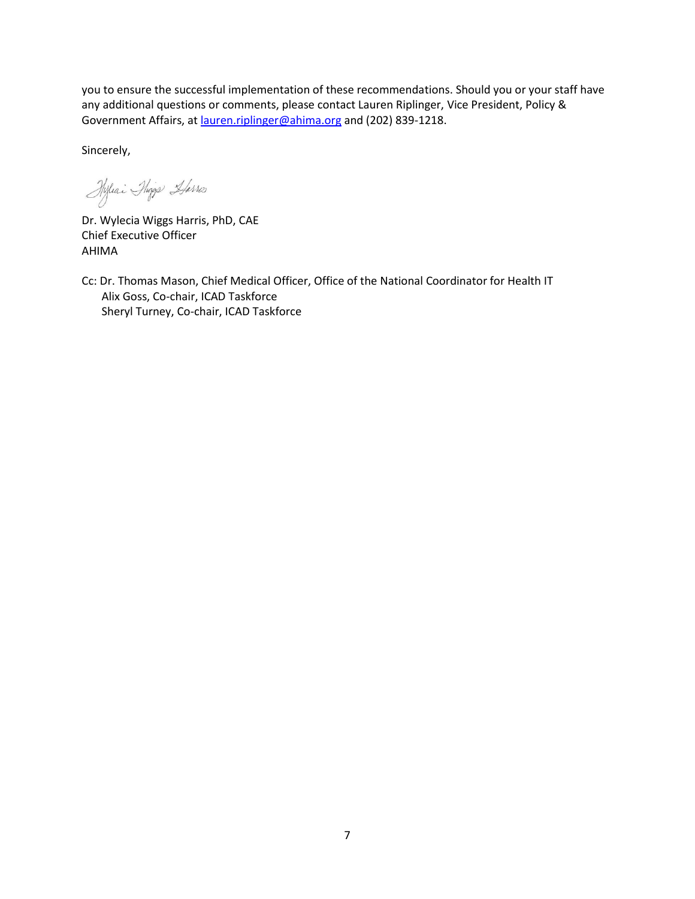you to ensure the successful implementation of these recommendations. Should you or your staff have any additional questions or comments, please contact Lauren Riplinger, Vice President, Policy & Government Affairs, at [lauren.riplinger@ahima.org](mailto:lauren.riplinger@ahima.org) and (202) 839-1218.

Sincerely,

Dr. Wylecia Wiggs Harris, PhD, CAE
Chief Executive Officer
AHIMA

Cc: Dr. Thomas Mason, Chief Medical Officer, Office of the National Coordinator for Health IT
Alix Goss, Co-chair, ICAD Taskforce
Sheryl Turney, Co-chair, ICAD Taskforce